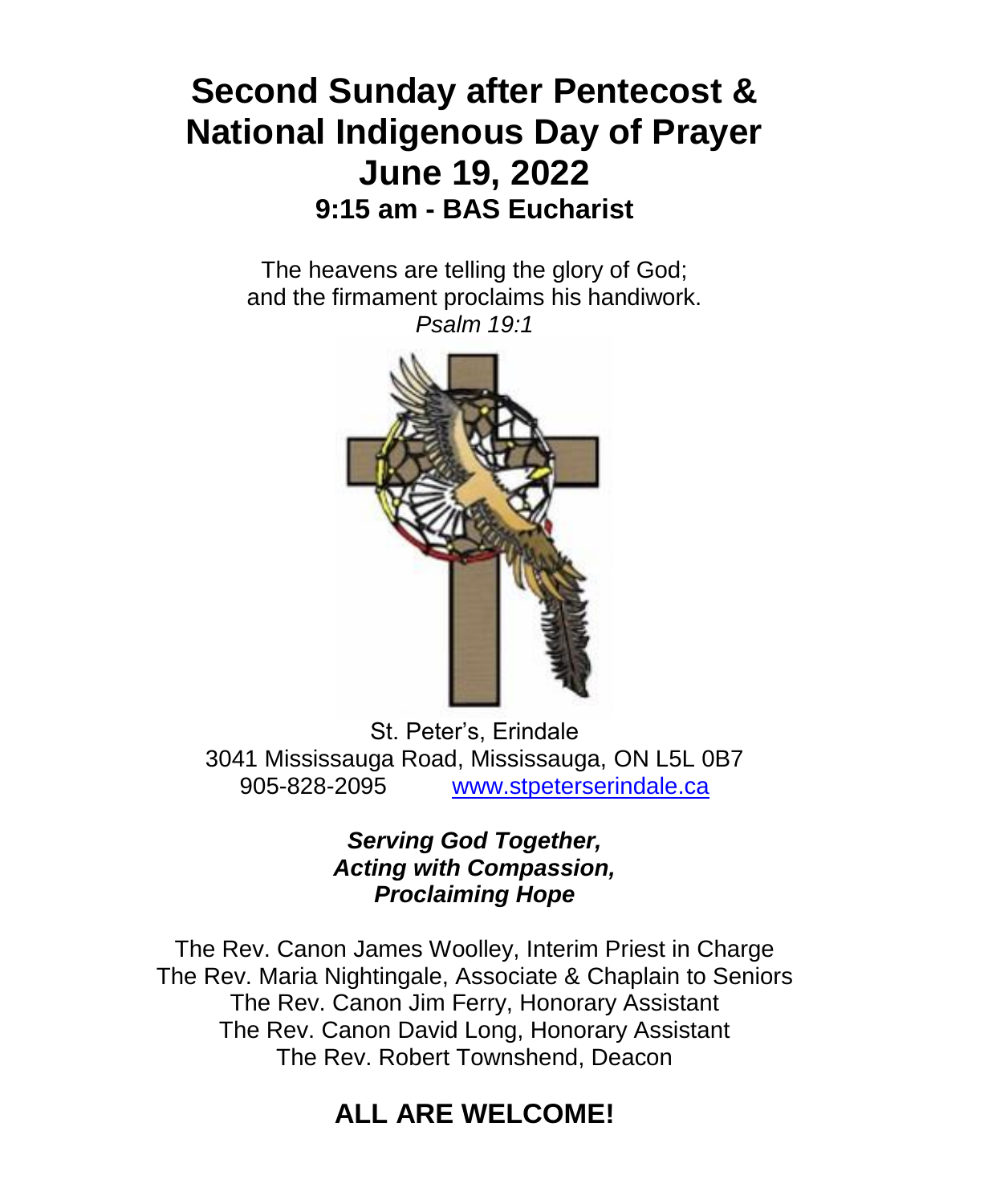# Second Sunday after Pentecost & National Indigenous Day of Prayer June 19, 2022

## 9:15 am - BAS Eucharist

The heavens are telling the glory of God;
and the firmament proclaims his handiwork.
*Psalm 19:1*

St. Peter's, Erindale
3041 Mississauga Road, Mississauga, ON L5L 0B7
905-828-2095 www.stpeterserindale.ca

***Serving God Together,***
***Acting with Compassion,***
***Proclaiming Hope***

The Rev. Canon James Woolley, Interim Priest in Charge
The Rev. Maria Nightingale, Associate & Chaplain to Seniors
The Rev. Canon Jim Ferry, Honorary Assistant
The Rev. Canon David Long, Honorary Assistant
The Rev. Robert Townshend, Deacon

## ALL ARE WELCOME!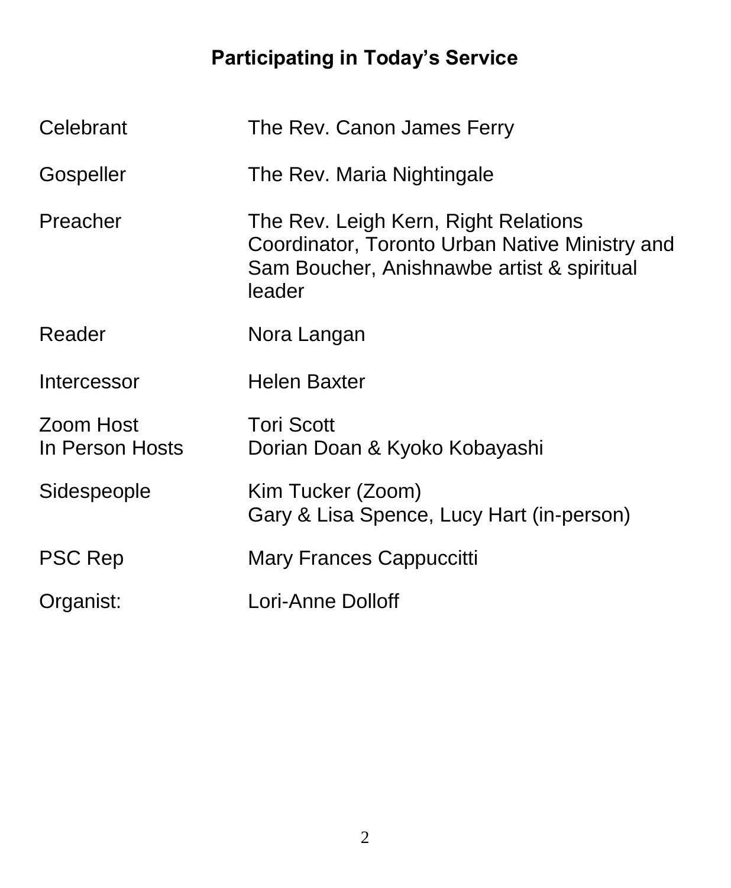## Participating in Today's Service

| | |
|---|---|
| Celebrant | The Rev. Canon James Ferry |
| Gospeller | The Rev. Maria Nightingale |
| Preacher | The Rev. Leigh Kern, Right Relations Coordinator, Toronto Urban Native Ministry and Sam Boucher, Anishnawbe artist & spiritual leader |
| Reader | Nora Langan |
| Intercessor | Helen Baxter |
| Zoom Host | Tori Scott |
| In Person Hosts | Dorian Doan & Kyoko Kobayashi |
| Sidespeople | Kim Tucker (Zoom)<br>Gary & Lisa Spence, Lucy Hart (in-person) |
| PSC Rep | Mary Frances Cappuccitti |
| Organist: | Lori-Anne Dolloff |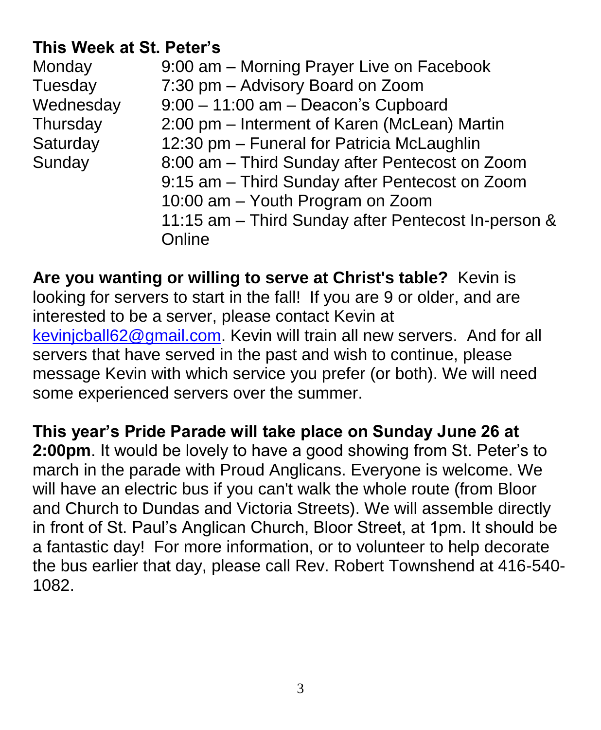**This Week at St. Peter's**

| | |
|---|---|
| Monday | 9:00 am – Morning Prayer Live on Facebook |
| Tuesday | 7:30 pm – Advisory Board on Zoom |
| Wednesday | 9:00 – 11:00 am – Deacon's Cupboard |
| Thursday | 2:00 pm – Interment of Karen (McLean) Martin |
| Saturday | 12:30 pm – Funeral for Patricia McLaughlin |
| Sunday | 8:00 am – Third Sunday after Pentecost on Zoom |
| | 9:15 am – Third Sunday after Pentecost on Zoom |
| | 10:00 am – Youth Program on Zoom |
| | 11:15 am – Third Sunday after Pentecost In-person & Online |

**Are you wanting or willing to serve at Christ's table?** Kevin is looking for servers to start in the fall! If you are 9 or older, and are interested to be a server, please contact Kevin at kevinjcball62@gmail.com. Kevin will train all new servers. And for all servers that have served in the past and wish to continue, please message Kevin with which service you prefer (or both). We will need some experienced servers over the summer.

**This year's Pride Parade will take place on Sunday June 26 at 2:00pm**. It would be lovely to have a good showing from St. Peter's to march in the parade with Proud Anglicans. Everyone is welcome. We will have an electric bus if you can't walk the whole route (from Bloor and Church to Dundas and Victoria Streets). We will assemble directly in front of St. Paul's Anglican Church, Bloor Street, at 1pm. It should be a fantastic day! For more information, or to volunteer to help decorate the bus earlier that day, please call Rev. Robert Townshend at 416-540-1082.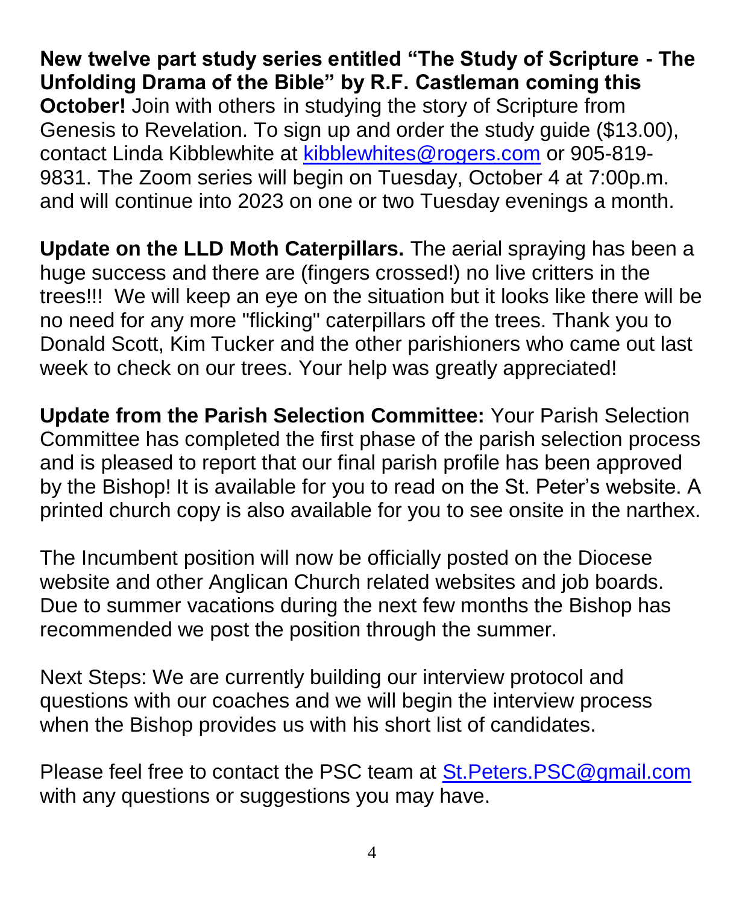**New twelve part study series entitled "The Study of Scripture - The Unfolding Drama of the Bible" by R.F. Castleman coming this October!** Join with others in studying the story of Scripture from Genesis to Revelation. To sign up and order the study guide ($13.00), contact Linda Kibblewhite at kibblewhites@rogers.com or 905-819-9831. The Zoom series will begin on Tuesday, October 4 at 7:00p.m. and will continue into 2023 on one or two Tuesday evenings a month.

**Update on the LLD Moth Caterpillars.** The aerial spraying has been a huge success and there are (fingers crossed!) no live critters in the trees!!! We will keep an eye on the situation but it looks like there will be no need for any more "flicking" caterpillars off the trees. Thank you to Donald Scott, Kim Tucker and the other parishioners who came out last week to check on our trees. Your help was greatly appreciated!

**Update from the Parish Selection Committee:** Your Parish Selection Committee has completed the first phase of the parish selection process and is pleased to report that our final parish profile has been approved by the Bishop! It is available for you to read on the St. Peter's website. A printed church copy is also available for you to see onsite in the narthex.

The Incumbent position will now be officially posted on the Diocese website and other Anglican Church related websites and job boards. Due to summer vacations during the next few months the Bishop has recommended we post the position through the summer.

Next Steps: We are currently building our interview protocol and questions with our coaches and we will begin the interview process when the Bishop provides us with his short list of candidates.

Please feel free to contact the PSC team at St.Peters.PSC@gmail.com with any questions or suggestions you may have.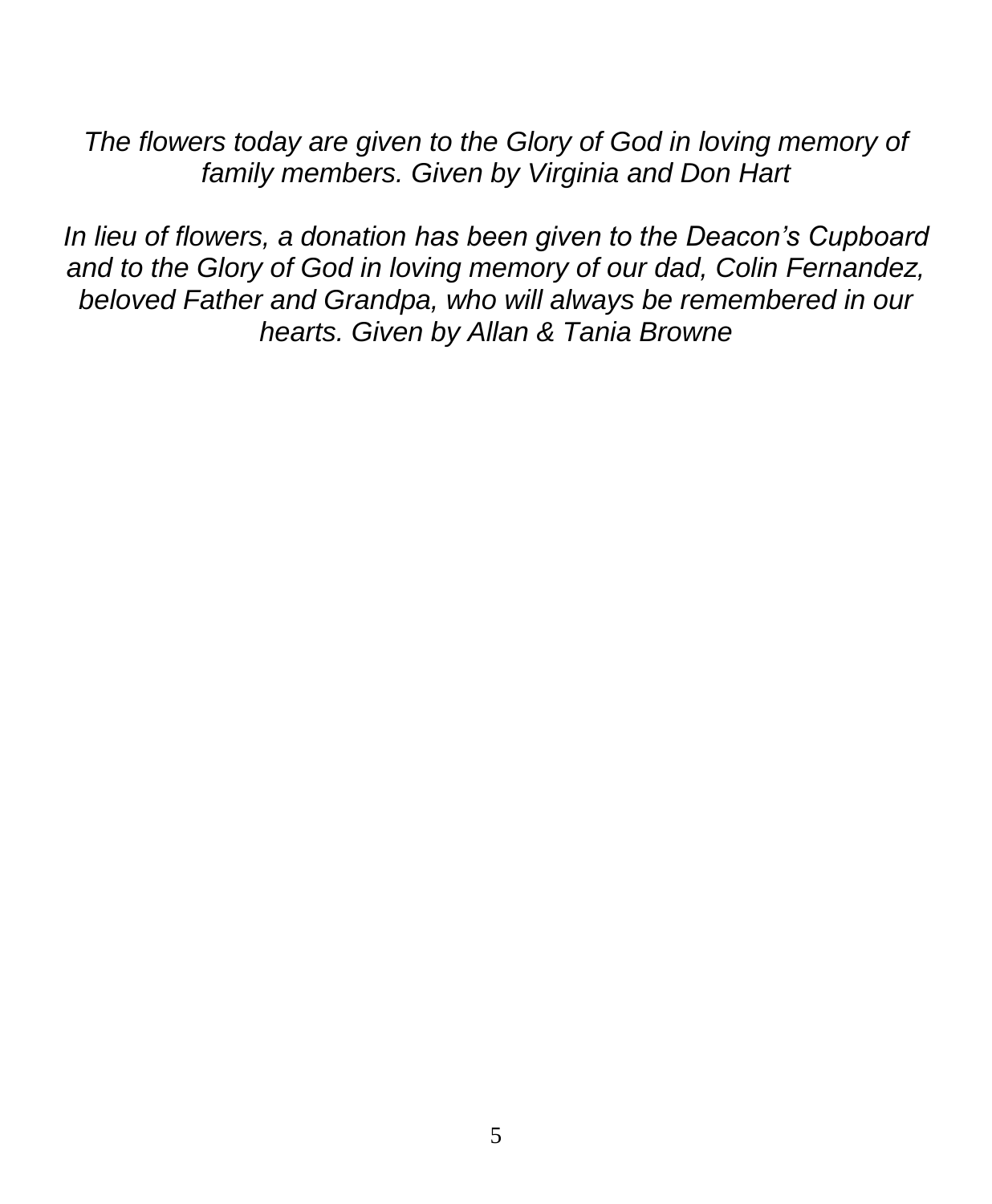*The flowers today are given to the Glory of God in loving memory of family members. Given by Virginia and Don Hart*

*In lieu of flowers, a donation has been given to the Deacon's Cupboard and to the Glory of God in loving memory of our dad, Colin Fernandez, beloved Father and Grandpa, who will always be remembered in our hearts. Given by Allan & Tania Browne*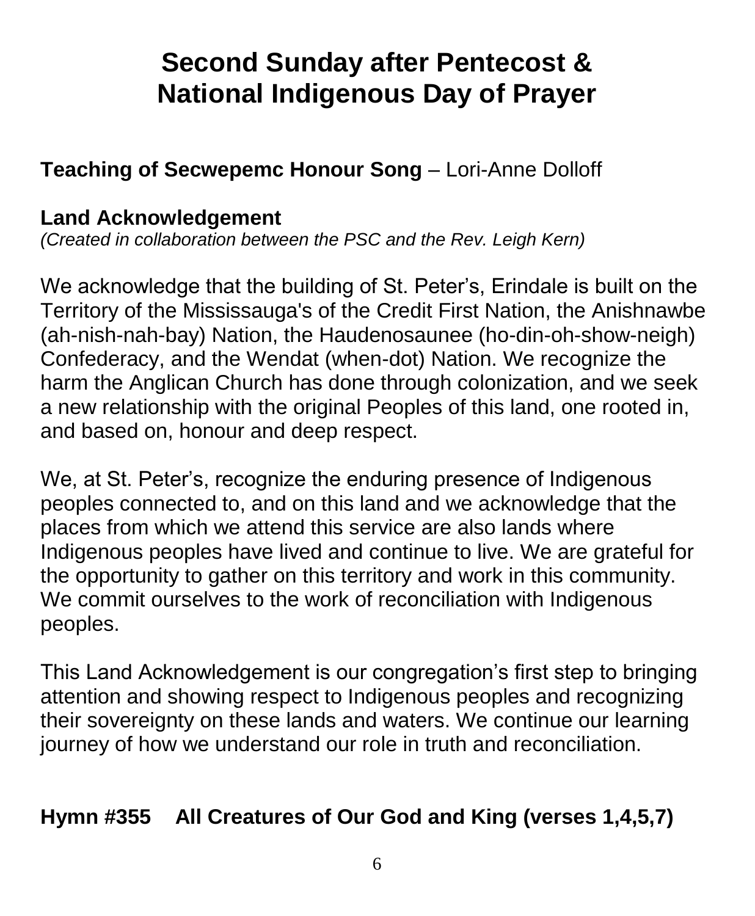# Second Sunday after Pentecost & National Indigenous Day of Prayer

**Teaching of Secwepemc Honour Song** – Lori-Anne Dolloff

**Land Acknowledgement**
*(Created in collaboration between the PSC and the Rev. Leigh Kern)*

We acknowledge that the building of St. Peter's, Erindale is built on the Territory of the Mississauga's of the Credit First Nation, the Anishnawbe (ah-nish-nah-bay) Nation, the Haudenosaunee (ho-din-oh-show-neigh) Confederacy, and the Wendat (when-dot) Nation. We recognize the harm the Anglican Church has done through colonization, and we seek a new relationship with the original Peoples of this land, one rooted in, and based on, honour and deep respect.

We, at St. Peter's, recognize the enduring presence of Indigenous peoples connected to, and on this land and we acknowledge that the places from which we attend this service are also lands where Indigenous peoples have lived and continue to live. We are grateful for the opportunity to gather on this territory and work in this community. We commit ourselves to the work of reconciliation with Indigenous peoples.

This Land Acknowledgement is our congregation's first step to bringing attention and showing respect to Indigenous peoples and recognizing their sovereignty on these lands and waters. We continue our learning journey of how we understand our role in truth and reconciliation.

**Hymn #355 All Creatures of Our God and King (verses 1,4,5,7)**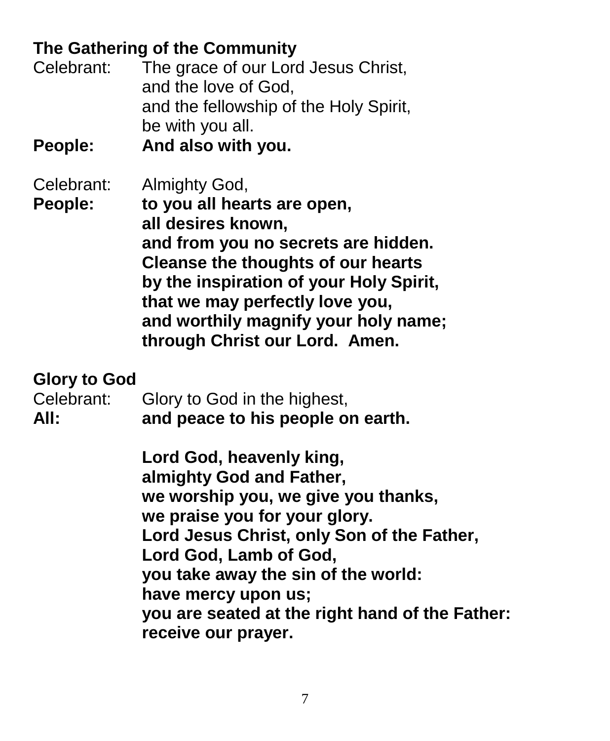**The Gathering of the Community**

Celebrant: The grace of our Lord Jesus Christ,
and the love of God,
and the fellowship of the Holy Spirit,
be with you all.

**People: And also with you.**

Celebrant: Almighty God,

**People: to you all hearts are open,**
**all desires known,**
**and from you no secrets are hidden.**
**Cleanse the thoughts of our hearts**
**by the inspiration of your Holy Spirit,**
**that we may perfectly love you,**
**and worthily magnify your holy name;**
**through Christ our Lord. Amen.**

**Glory to God**

Celebrant: Glory to God in the highest,

**All: and peace to his people on earth.**

**Lord God, heavenly king,**
**almighty God and Father,**
**we worship you, we give you thanks,**
**we praise you for your glory.**
**Lord Jesus Christ, only Son of the Father,**
**Lord God, Lamb of God,**
**you take away the sin of the world:**
**have mercy upon us;**
**you are seated at the right hand of the Father:**
**receive our prayer.**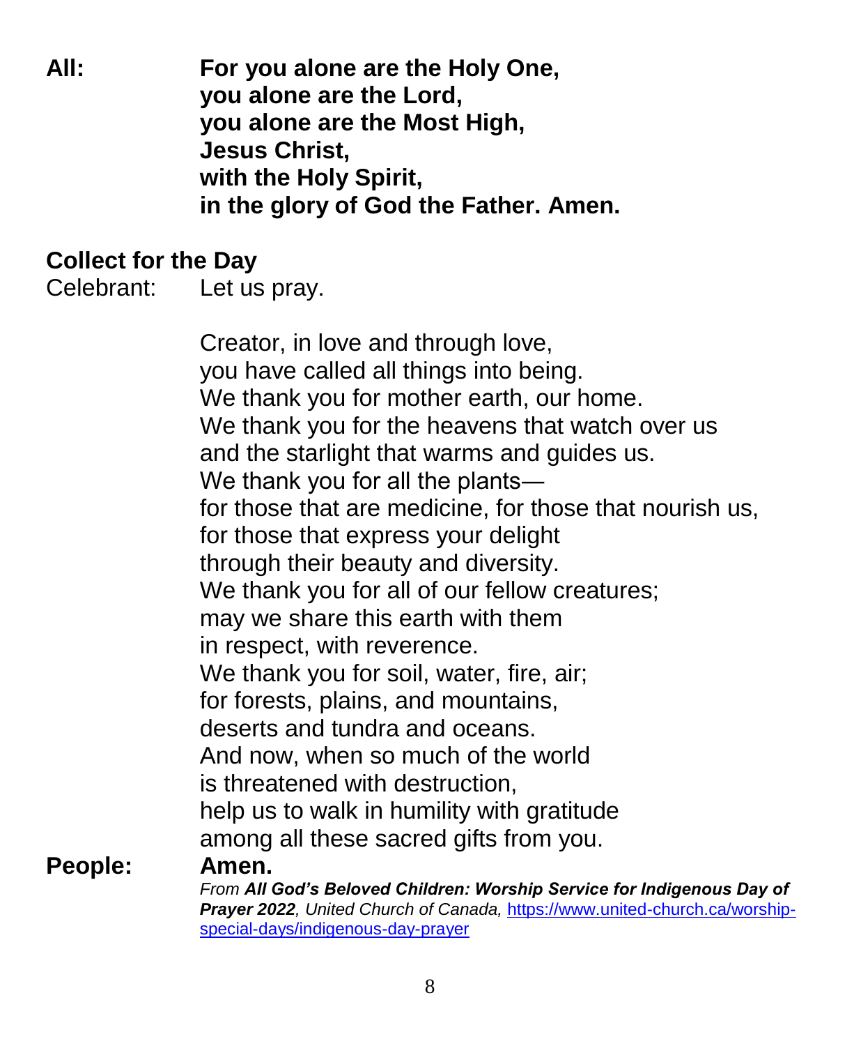**All:** **For you alone are the Holy One,**
**you alone are the Lord,**
**you alone are the Most High,**
**Jesus Christ,**
**with the Holy Spirit,**
**in the glory of God the Father. Amen.**

**Collect for the Day**

Celebrant: Let us pray.

Creator, in love and through love,
you have called all things into being.
We thank you for mother earth, our home.
We thank you for the heavens that watch over us
and the starlight that warms and guides us.
We thank you for all the plants—
for those that are medicine, for those that nourish us,
for those that express your delight
through their beauty and diversity.
We thank you for all of our fellow creatures;
may we share this earth with them
in respect, with reverence.
We thank you for soil, water, fire, air;
for forests, plains, and mountains,
deserts and tundra and oceans.
And now, when so much of the world
is threatened with destruction,
help us to walk in humility with gratitude
among all these sacred gifts from you.

**People:** **Amen.**

*From **All God's Beloved Children: Worship Service for Indigenous Day of Prayer 2022**, United Church of Canada,* https://www.united-church.ca/worship-special-days/indigenous-day-prayer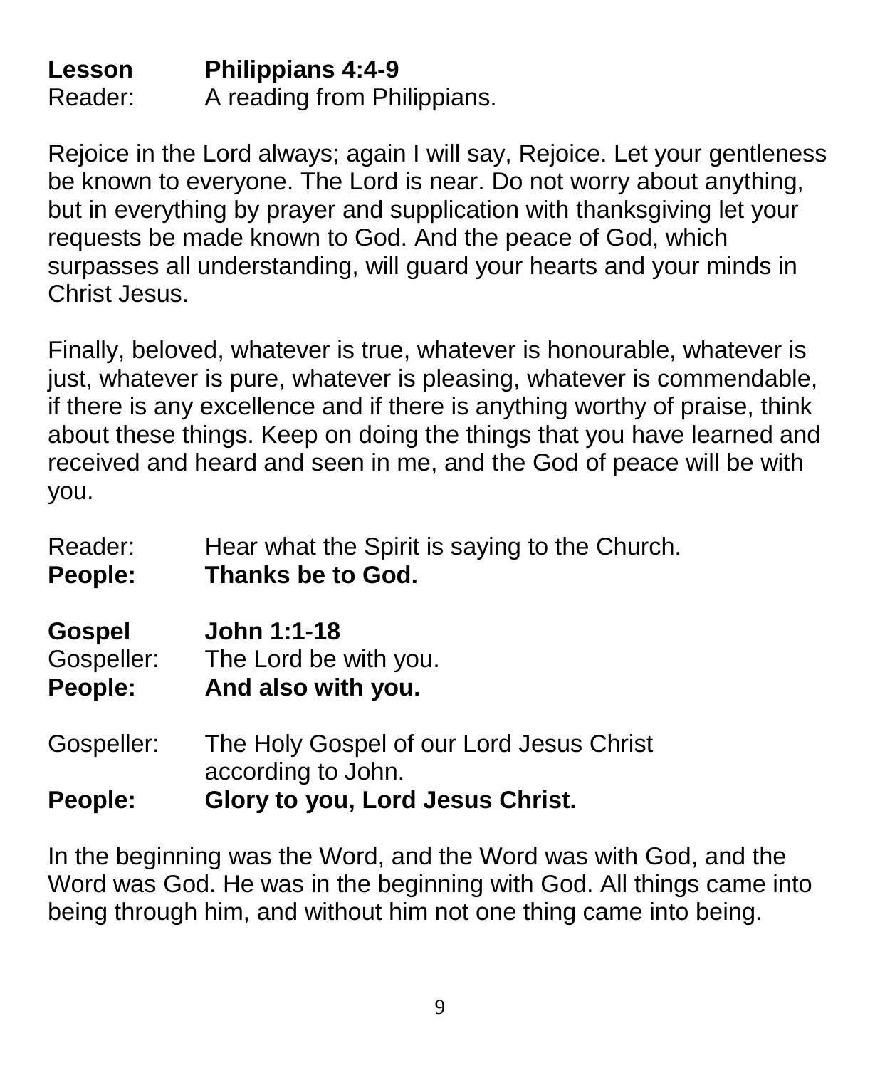**Lesson** **Philippians 4:4-9**
Reader: A reading from Philippians.

Rejoice in the Lord always; again I will say, Rejoice. Let your gentleness be known to everyone. The Lord is near. Do not worry about anything, but in everything by prayer and supplication with thanksgiving let your requests be made known to God. And the peace of God, which surpasses all understanding, will guard your hearts and your minds in Christ Jesus.

Finally, beloved, whatever is true, whatever is honourable, whatever is just, whatever is pure, whatever is pleasing, whatever is commendable, if there is any excellence and if there is anything worthy of praise, think about these things. Keep on doing the things that you have learned and received and heard and seen in me, and the God of peace will be with you.

Reader: Hear what the Spirit is saying to the Church.
**People: Thanks be to God.**

**Gospel** **John 1:1-18**
Gospeller: The Lord be with you.
**People: And also with you.**

Gospeller: The Holy Gospel of our Lord Jesus Christ according to John.
**People: Glory to you, Lord Jesus Christ.**

In the beginning was the Word, and the Word was with God, and the Word was God. He was in the beginning with God. All things came into being through him, and without him not one thing came into being.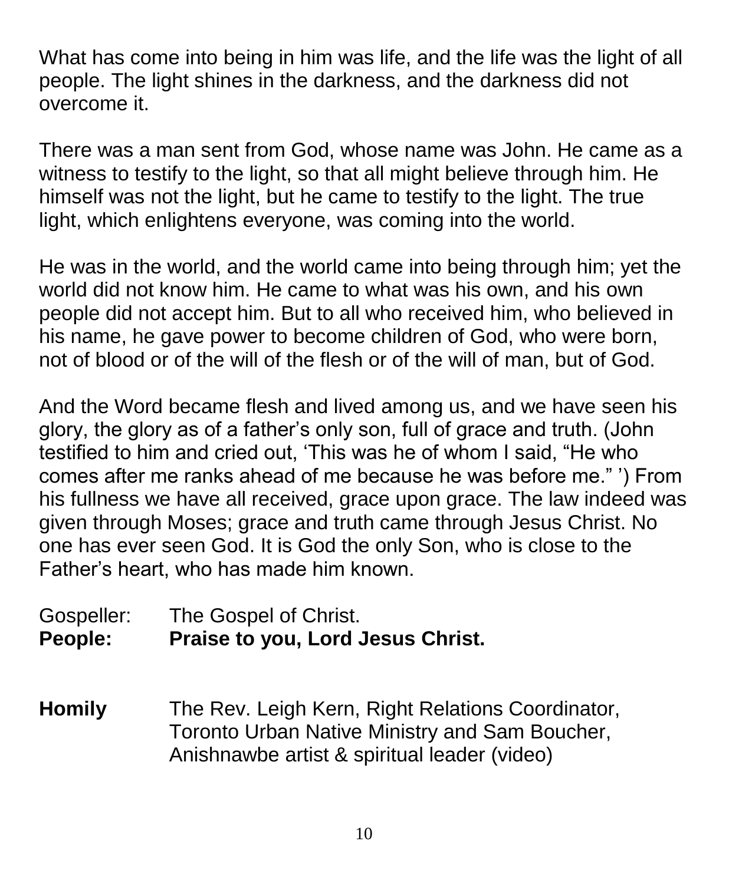What has come into being in him was life, and the life was the light of all people. The light shines in the darkness, and the darkness did not overcome it.

There was a man sent from God, whose name was John. He came as a witness to testify to the light, so that all might believe through him. He himself was not the light, but he came to testify to the light. The true light, which enlightens everyone, was coming into the world.

He was in the world, and the world came into being through him; yet the world did not know him. He came to what was his own, and his own people did not accept him. But to all who received him, who believed in his name, he gave power to become children of God, who were born, not of blood or of the will of the flesh or of the will of man, but of God.

And the Word became flesh and lived among us, and we have seen his glory, the glory as of a father's only son, full of grace and truth. (John testified to him and cried out, 'This was he of whom I said, "He who comes after me ranks ahead of me because he was before me." ') From his fullness we have all received, grace upon grace. The law indeed was given through Moses; grace and truth came through Jesus Christ. No one has ever seen God. It is God the only Son, who is close to the Father's heart, who has made him known.

Gospeller: The Gospel of Christ.
**People: Praise to you, Lord Jesus Christ.**

**Homily** The Rev. Leigh Kern, Right Relations Coordinator, Toronto Urban Native Ministry and Sam Boucher, Anishnawbe artist & spiritual leader (video)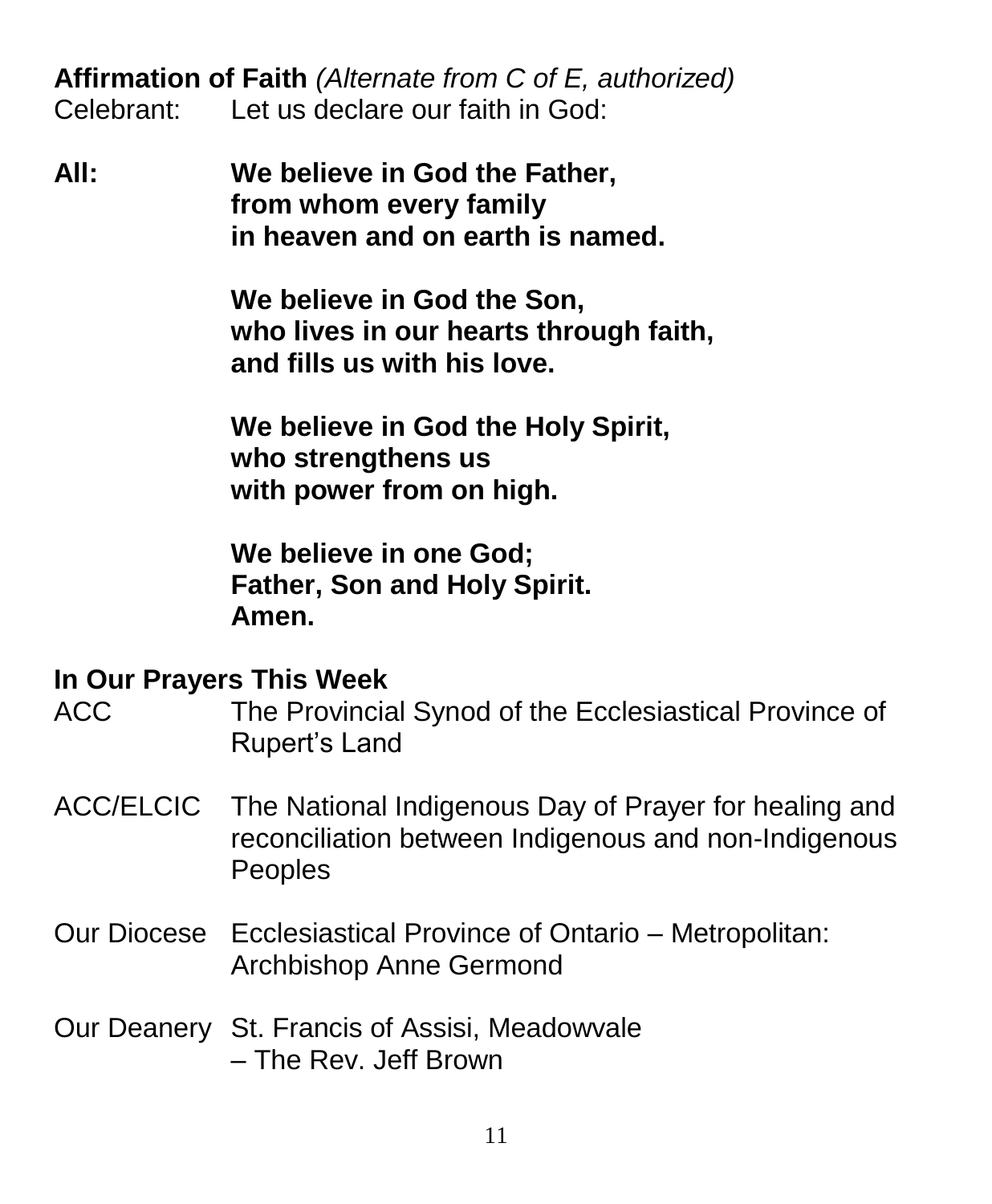**Affirmation of Faith** *(Alternate from C of E, authorized)*

Celebrant: Let us declare our faith in God:

**All: We believe in God the Father,**
**from whom every family**
**in heaven and on earth is named.**

**We believe in God the Son,**
**who lives in our hearts through faith,**
**and fills us with his love.**

**We believe in God the Holy Spirit,**
**who strengthens us**
**with power from on high.**

**We believe in one God;**
**Father, Son and Holy Spirit.**
**Amen.**

**In Our Prayers This Week**

ACC — The Provincial Synod of the Ecclesiastical Province of Rupert's Land

ACC/ELCIC — The National Indigenous Day of Prayer for healing and reconciliation between Indigenous and non-Indigenous Peoples

Our Diocese — Ecclesiastical Province of Ontario – Metropolitan: Archbishop Anne Germond

Our Deanery — St. Francis of Assisi, Meadowvale – The Rev. Jeff Brown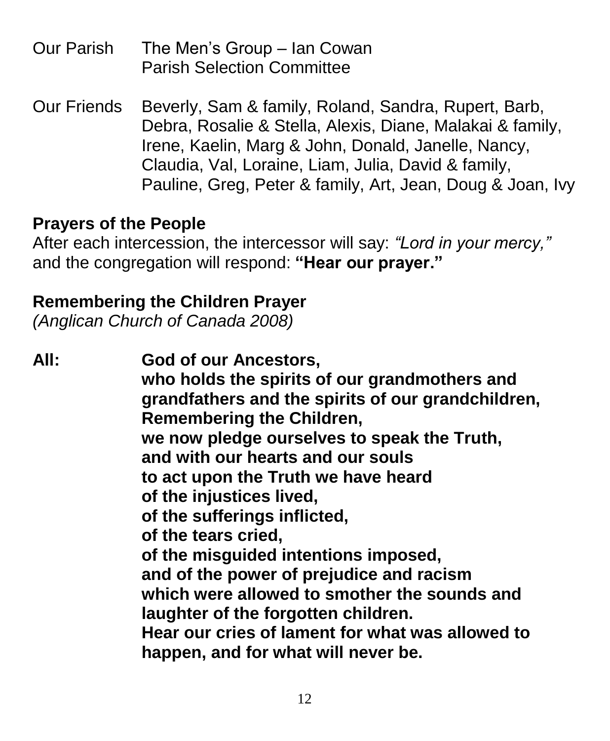Our Parish — The Men's Group – Ian Cowan
Parish Selection Committee

Our Friends — Beverly, Sam & family, Roland, Sandra, Rupert, Barb, Debra, Rosalie & Stella, Alexis, Diane, Malakai & family, Irene, Kaelin, Marg & John, Donald, Janelle, Nancy, Claudia, Val, Loraine, Liam, Julia, David & family, Pauline, Greg, Peter & family, Art, Jean, Doug & Joan, Ivy

**Prayers of the People**

After each intercession, the intercessor will say: *"Lord in your mercy,"* and the congregation will respond: **"Hear our prayer."**

**Remembering the Children Prayer**

*(Anglican Church of Canada 2008)*

**All:** **God of our Ancestors,
who holds the spirits of our grandmothers and grandfathers and the spirits of our grandchildren,
Remembering the Children,
we now pledge ourselves to speak the Truth,
and with our hearts and our souls
to act upon the Truth we have heard
of the injustices lived,
of the sufferings inflicted,
of the tears cried,
of the misguided intentions imposed,
and of the power of prejudice and racism
which were allowed to smother the sounds and laughter of the forgotten children.
Hear our cries of lament for what was allowed to happen, and for what will never be.**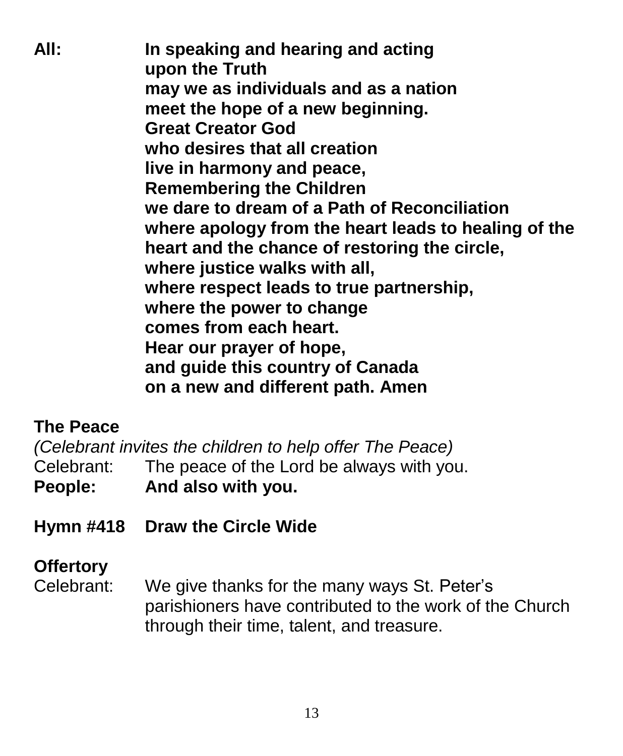**All:** **In speaking and hearing and acting**
**upon the Truth**
**may we as individuals and as a nation**
**meet the hope of a new beginning.**
**Great Creator God**
**who desires that all creation**
**live in harmony and peace,**
**Remembering the Children**
**we dare to dream of a Path of Reconciliation**
**where apology from the heart leads to healing of the heart and the chance of restoring the circle,**
**where justice walks with all,**
**where respect leads to true partnership,**
**where the power to change**
**comes from each heart.**
**Hear our prayer of hope,**
**and guide this country of Canada**
**on a new and different path. Amen**

## The Peace

*(Celebrant invites the children to help offer The Peace)*

Celebrant: The peace of the Lord be always with you.
**People: And also with you.**

## Hymn #418 Draw the Circle Wide

## Offertory

Celebrant: We give thanks for the many ways St. Peter's parishioners have contributed to the work of the Church through their time, talent, and treasure.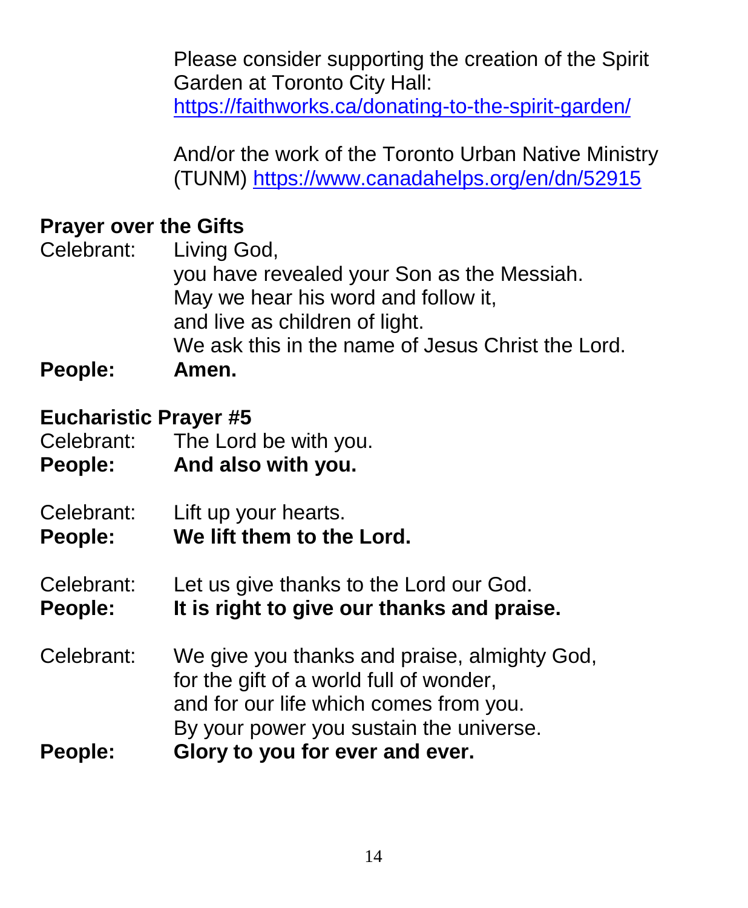Please consider supporting the creation of the Spirit Garden at Toronto City Hall: https://faithworks.ca/donating-to-the-spirit-garden/

And/or the work of the Toronto Urban Native Ministry (TUNM) https://www.canadahelps.org/en/dn/52915

**Prayer over the Gifts**

Celebrant: Living God,
you have revealed your Son as the Messiah.
May we hear his word and follow it,
and live as children of light.
We ask this in the name of Jesus Christ the Lord.

**People: Amen.**

**Eucharistic Prayer #5**

Celebrant: The Lord be with you.

**People: And also with you.**

Celebrant: Lift up your hearts.

**People: We lift them to the Lord.**

Celebrant: Let us give thanks to the Lord our God.

**People: It is right to give our thanks and praise.**

Celebrant: We give you thanks and praise, almighty God,
for the gift of a world full of wonder,
and for our life which comes from you.
By your power you sustain the universe.

**People: Glory to you for ever and ever.**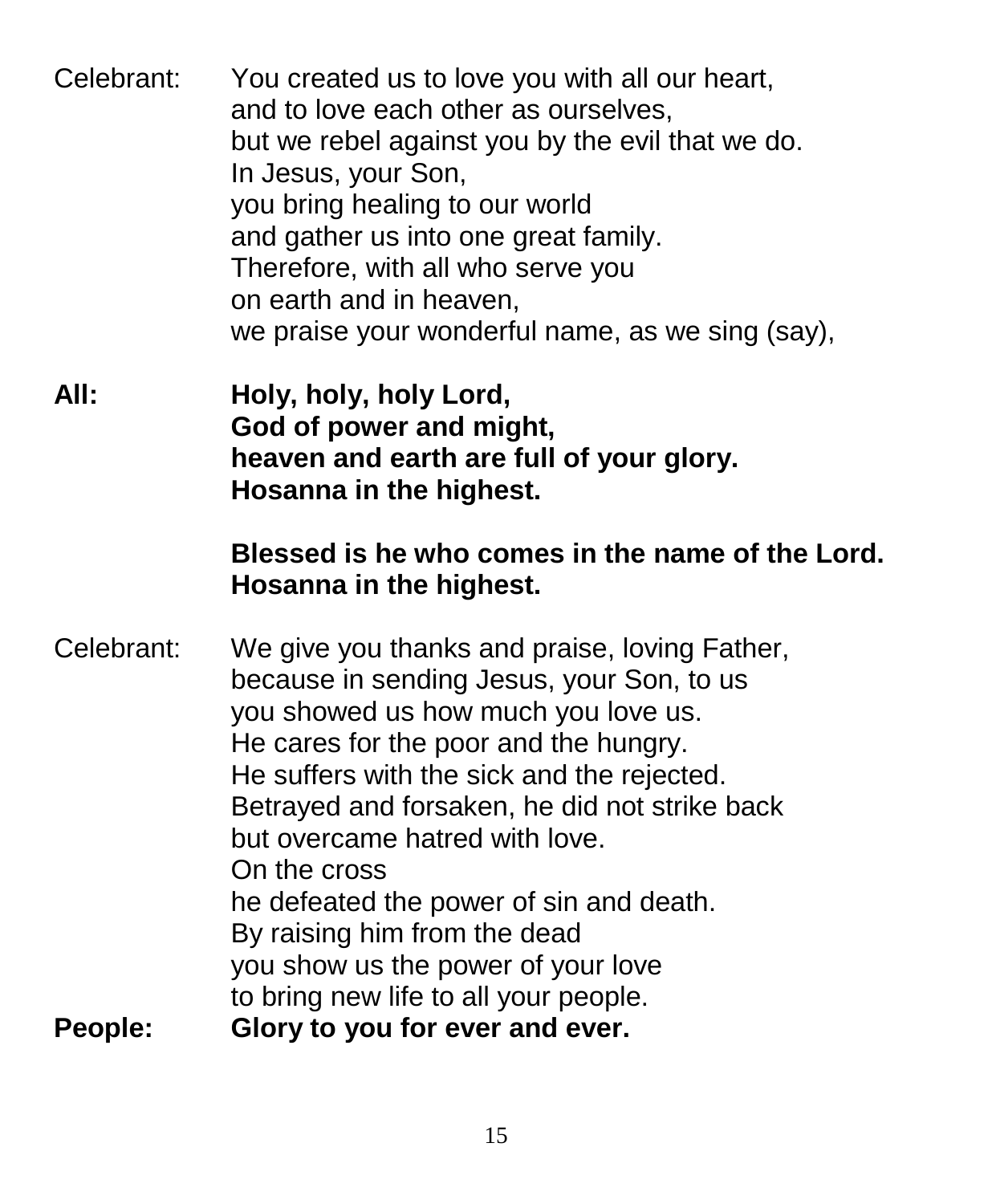Celebrant: You created us to love you with all our heart,
and to love each other as ourselves,
but we rebel against you by the evil that we do.
In Jesus, your Son,
you bring healing to our world
and gather us into one great family.
Therefore, with all who serve you
on earth and in heaven,
we praise your wonderful name, as we sing (say),

**All: Holy, holy, holy Lord,**
**God of power and might,**
**heaven and earth are full of your glory.**
**Hosanna in the highest.**

**Blessed is he who comes in the name of the Lord.**
**Hosanna in the highest.**

Celebrant: We give you thanks and praise, loving Father,
because in sending Jesus, your Son, to us
you showed us how much you love us.
He cares for the poor and the hungry.
He suffers with the sick and the rejected.
Betrayed and forsaken, he did not strike back
but overcame hatred with love.
On the cross
he defeated the power of sin and death.
By raising him from the dead
you show us the power of your love
to bring new life to all your people.

**People: Glory to you for ever and ever.**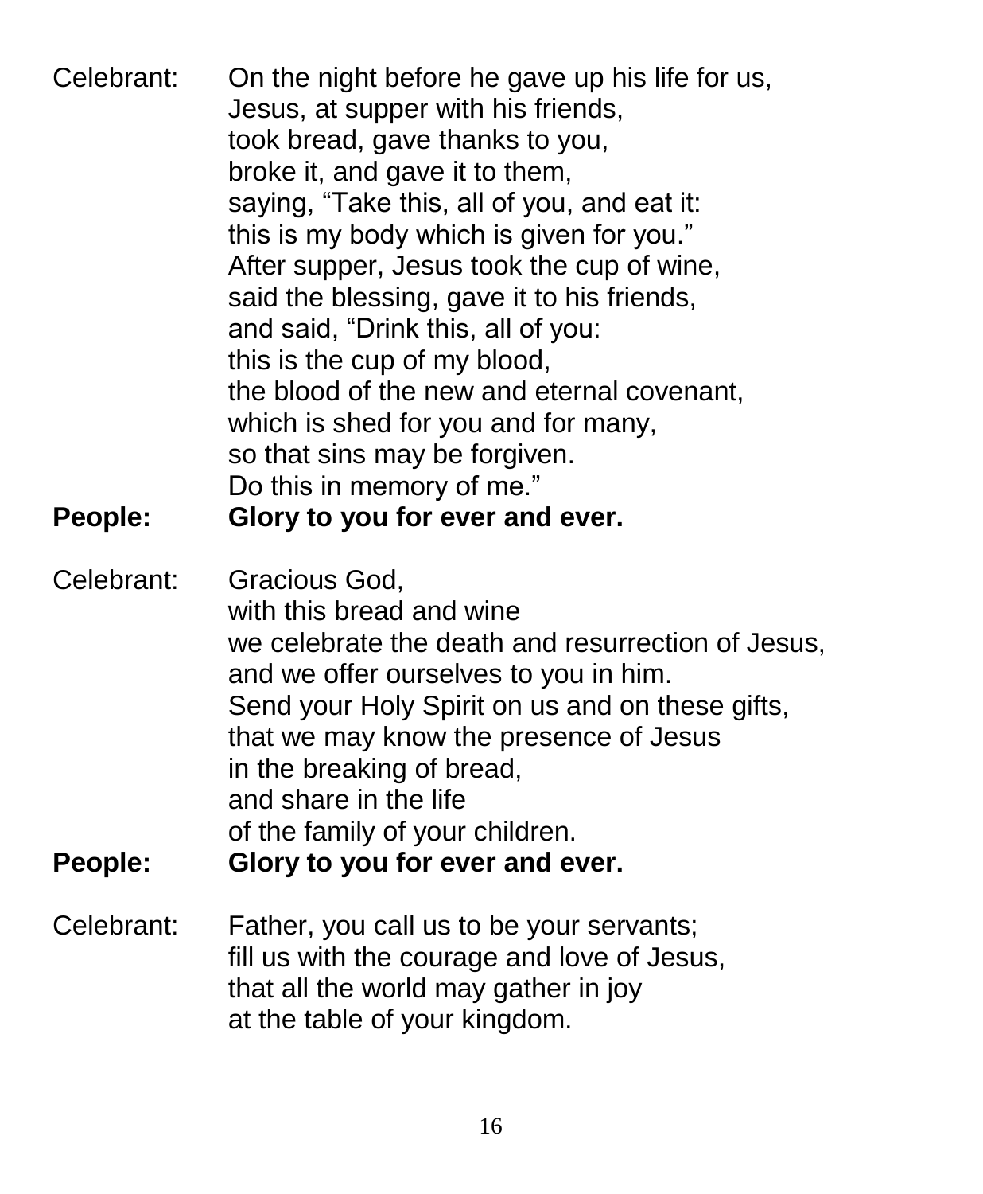Celebrant: On the night before he gave up his life for us,
Jesus, at supper with his friends,
took bread, gave thanks to you,
broke it, and gave it to them,
saying, "Take this, all of you, and eat it:
this is my body which is given for you."
After supper, Jesus took the cup of wine,
said the blessing, gave it to his friends,
and said, "Drink this, all of you:
this is the cup of my blood,
the blood of the new and eternal covenant,
which is shed for you and for many,
so that sins may be forgiven.
Do this in memory of me."

**People: Glory to you for ever and ever.**

Celebrant: Gracious God,
with this bread and wine
we celebrate the death and resurrection of Jesus,
and we offer ourselves to you in him.
Send your Holy Spirit on us and on these gifts,
that we may know the presence of Jesus
in the breaking of bread,
and share in the life
of the family of your children.

**People: Glory to you for ever and ever.**

Celebrant: Father, you call us to be your servants;
fill us with the courage and love of Jesus,
that all the world may gather in joy
at the table of your kingdom.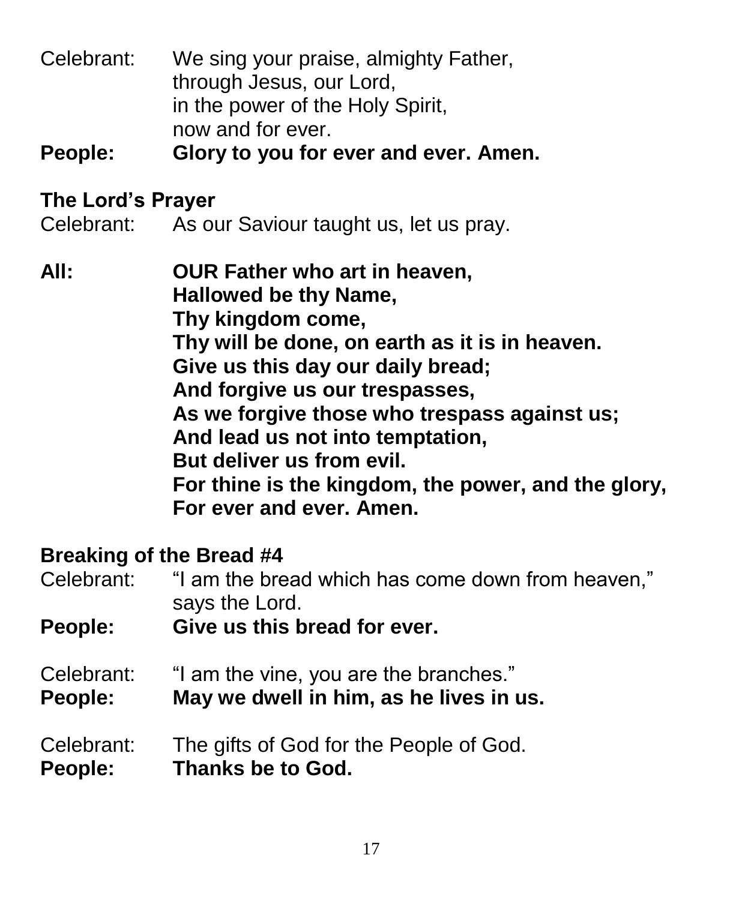Celebrant: We sing your praise, almighty Father,
through Jesus, our Lord,
in the power of the Holy Spirit,
now and for ever.

**People: Glory to you for ever and ever. Amen.**

**The Lord's Prayer**

Celebrant: As our Saviour taught us, let us pray.

**All: OUR Father who art in heaven,
Hallowed be thy Name,
Thy kingdom come,
Thy will be done, on earth as it is in heaven.
Give us this day our daily bread;
And forgive us our trespasses,
As we forgive those who trespass against us;
And lead us not into temptation,
But deliver us from evil.
For thine is the kingdom, the power, and the glory,
For ever and ever. Amen.**

**Breaking of the Bread #4**

Celebrant: "I am the bread which has come down from heaven," says the Lord.

**People: Give us this bread for ever.**

Celebrant: "I am the vine, you are the branches."

**People: May we dwell in him, as he lives in us.**

Celebrant: The gifts of God for the People of God.

**People: Thanks be to God.**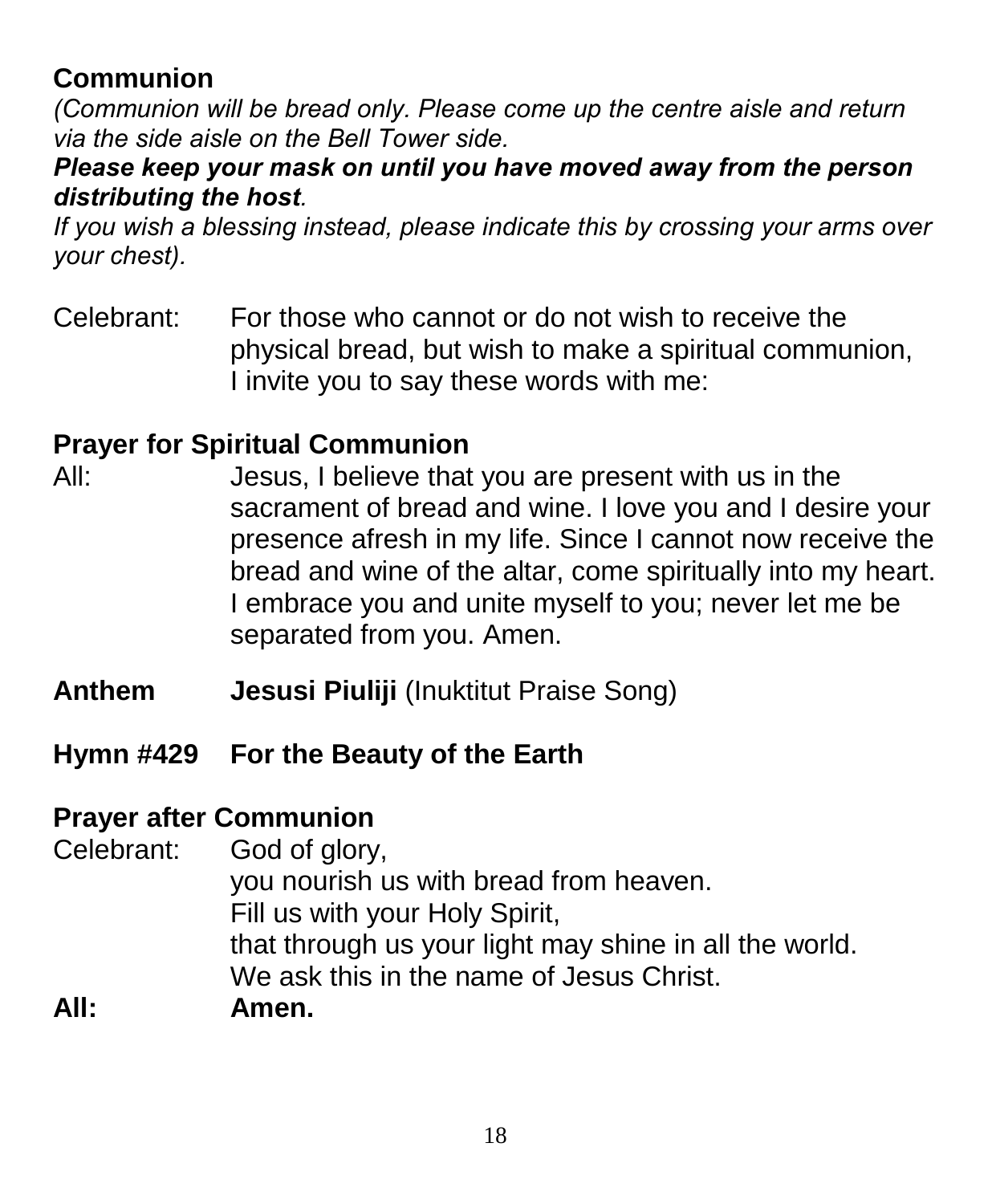## Communion

*(Communion will be bread only. Please come up the centre aisle and return via the side aisle on the Bell Tower side.*
***Please keep your mask on until you have moved away from the person distributing the host.***
*If you wish a blessing instead, please indicate this by crossing your arms over your chest).*

Celebrant: For those who cannot or do not wish to receive the physical bread, but wish to make a spiritual communion, I invite you to say these words with me:

## Prayer for Spiritual Communion

All: Jesus, I believe that you are present with us in the sacrament of bread and wine. I love you and I desire your presence afresh in my life. Since I cannot now receive the bread and wine of the altar, come spiritually into my heart. I embrace you and unite myself to you; never let me be separated from you. Amen.

**Anthem** **Jesusi Piuliji** (Inuktitut Praise Song)

**Hymn #429 For the Beauty of the Earth**

## Prayer after Communion

Celebrant: God of glory,
you nourish us with bread from heaven.
Fill us with your Holy Spirit,
that through us your light may shine in all the world.
We ask this in the name of Jesus Christ.

**All: Amen.**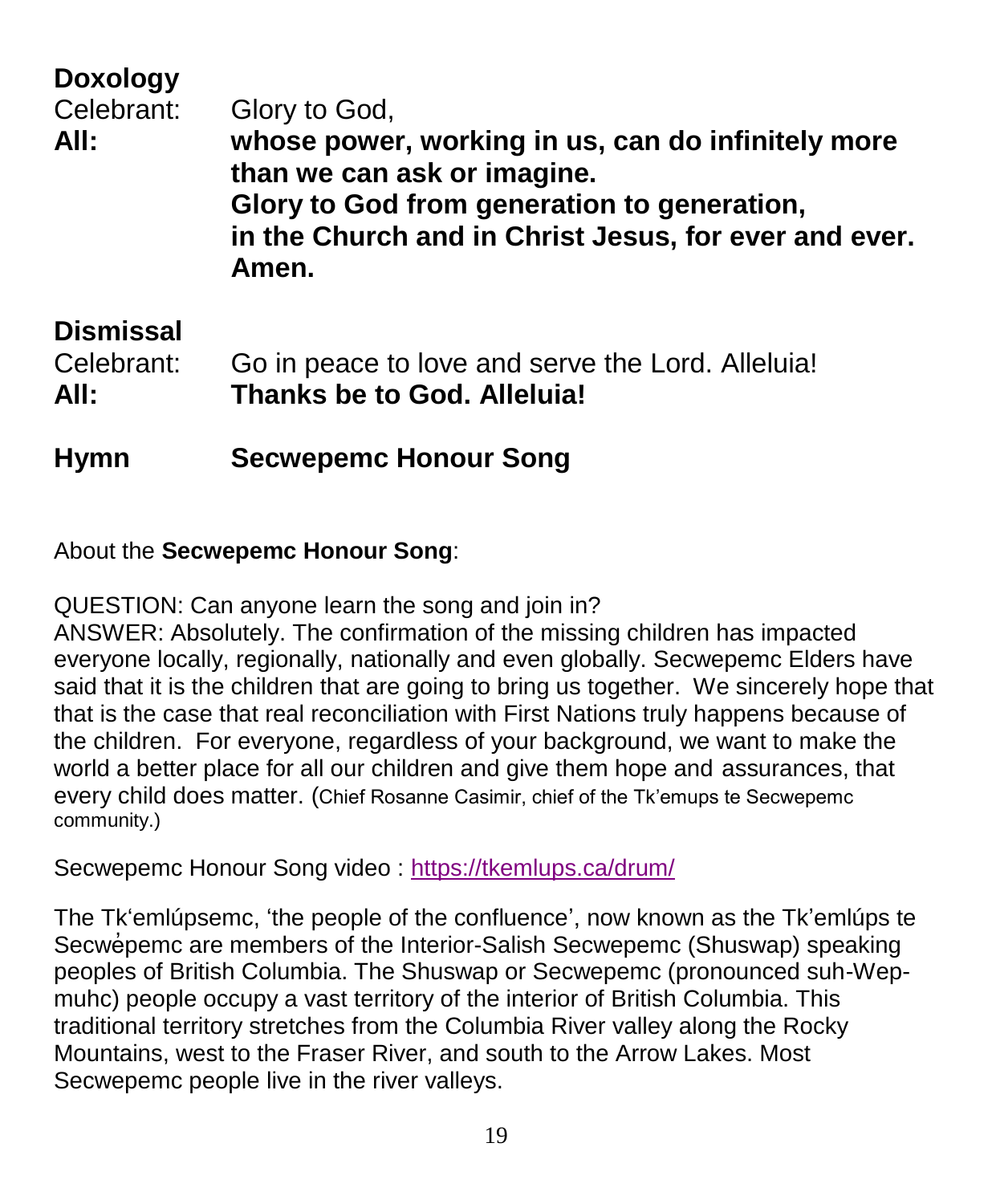**Doxology**

Celebrant: Glory to God,

**All: whose power, working in us, can do infinitely more than we can ask or imagine.**
**Glory to God from generation to generation,**
**in the Church and in Christ Jesus, for ever and ever.**
**Amen.**

**Dismissal**

Celebrant: Go in peace to love and serve the Lord. Alleluia!

**All: Thanks be to God. Alleluia!**

**Hymn Secwepemc Honour Song**

About the **Secwepemc Honour Song**:

QUESTION: Can anyone learn the song and join in?
ANSWER: Absolutely. The confirmation of the missing children has impacted everyone locally, regionally, nationally and even globally. Secwepemc Elders have said that it is the children that are going to bring us together. We sincerely hope that that is the case that real reconciliation with First Nations truly happens because of the children. For everyone, regardless of your background, we want to make the world a better place for all our children and give them hope and assurances, that every child does matter. (Chief Rosanne Casimir, chief of the Tk'emups te Secwepemc community.)

Secwepemc Honour Song video : https://tkemlups.ca/drum/

The Tk'emlúpsemc, 'the people of the confluence', now known as the Tk'emlúps te Secwépemc are members of the Interior-Salish Secwepemc (Shuswap) speaking peoples of British Columbia. The Shuswap or Secwepemc (pronounced suh-Wep-muhc) people occupy a vast territory of the interior of British Columbia. This traditional territory stretches from the Columbia River valley along the Rocky Mountains, west to the Fraser River, and south to the Arrow Lakes. Most Secwepemc people live in the river valleys.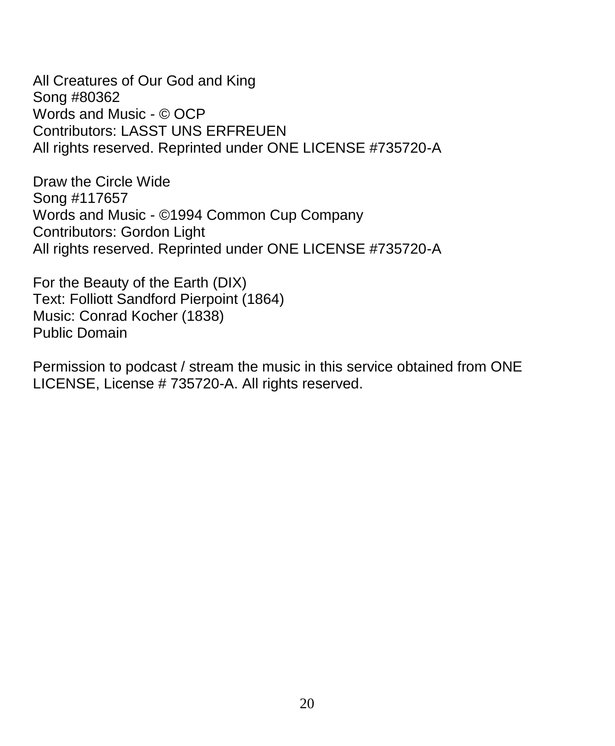All Creatures of Our God and King  
Song #80362  
Words and Music - © OCP  
Contributors: LASST UNS ERFREUEN  
All rights reserved. Reprinted under ONE LICENSE #735720-A

Draw the Circle Wide  
Song #117657  
Words and Music - ©1994 Common Cup Company  
Contributors: Gordon Light  
All rights reserved. Reprinted under ONE LICENSE #735720-A

For the Beauty of the Earth (DIX)  
Text: Folliott Sandford Pierpoint (1864)  
Music: Conrad Kocher (1838)  
Public Domain

Permission to podcast / stream the music in this service obtained from ONE LICENSE, License # 735720-A. All rights reserved.